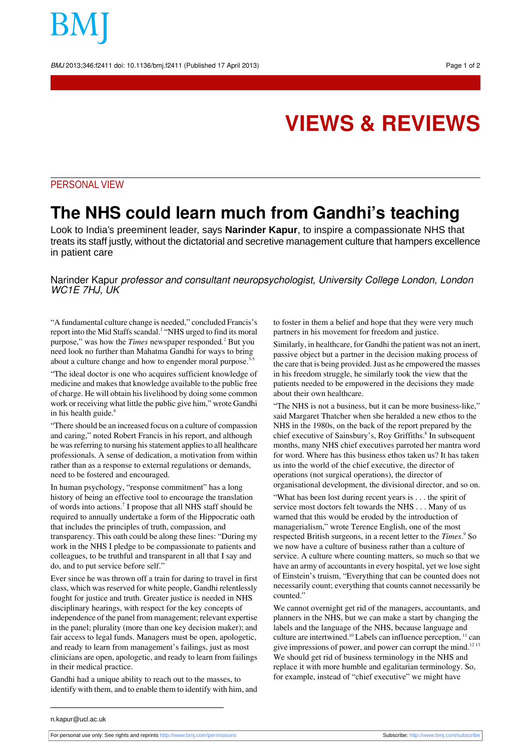VIEWS & REVIEWS

PERSONAL VIEW

# The NHS could learn much from Gandhi's teaching

Look to India's preeminent leader, says **Narinder Kapur**, to inspire a compassionate NHS that treats its staff justly, without the dictatorial and secretive management culture that hampers excellence in patient care

Narinder Kapur *professor and consultant neuropsychologist, University College London, London WC1E 7HJ, UK*

"A fundamental culture change is needed," concluded Francis's report into the Mid Staffs scandal.[1] "NHS urged to find its moral purpose," was how the *Times* newspaper responded.[2] But you need look no further than Mahatma Gandhi for ways to bring about a culture change and how to engender moral purpose.[3-5]

"The ideal doctor is one who acquires sufficient knowledge of medicine and makes that knowledge available to the public free of charge. He will obtain his livelihood by doing some common work or receiving what little the public give him," wrote Gandhi in his health guide.[6]

"There should be an increased focus on a culture of compassion and caring," noted Robert Francis in his report, and although he was referring to nursing his statement applies to all healthcare professionals. A sense of dedication, a motivation from within rather than as a response to external regulations or demands, need to be fostered and encouraged.

In human psychology, "response commitment" has a long history of being an effective tool to encourage the translation of words into actions.[7] I propose that all NHS staff should be required to annually undertake a form of the Hippocratic oath that includes the principles of truth, compassion, and transparency. This oath could be along these lines: "During my work in the NHS I pledge to be compassionate to patients and colleagues, to be truthful and transparent in all that I say and do, and to put service before self."

Ever since he was thrown off a train for daring to travel in first class, which was reserved for white people, Gandhi relentlessly fought for justice and truth. Greater justice is needed in NHS disciplinary hearings, with respect for the key concepts of independence of the panel from management; relevant expertise in the panel; plurality (more than one key decision maker); and fair access to legal funds. Managers must be open, apologetic, and ready to learn from management's failings, just as most clinicians are open, apologetic, and ready to learn from failings in their medical practice.

Gandhi had a unique ability to reach out to the masses, to identify with them, and to enable them to identify with him, and to foster in them a belief and hope that they were very much partners in his movement for freedom and justice.

Similarly, in healthcare, for Gandhi the patient was not an inert, passive object but a partner in the decision making process of the care that is being provided. Just as he empowered the masses in his freedom struggle, he similarly took the view that the patients needed to be empowered in the decisions they made about their own healthcare.

"The NHS is not a business, but it can be more business-like," said Margaret Thatcher when she heralded a new ethos to the NHS in the 1980s, on the back of the report prepared by the chief executive of Sainsbury's, Roy Griffiths.[8] In subsequent months, many NHS chief executives parroted her mantra word for word. Where has this business ethos taken us? It has taken us into the world of the chief executive, the director of operations (not surgical operations), the director of organisational development, the divisional director, and so on.

"What has been lost during recent years is . . . the spirit of service most doctors felt towards the NHS . . . Many of us warned that this would be eroded by the introduction of managerialism," wrote Terence English, one of the most respected British surgeons, in a recent letter to the *Times*.[9] So we now have a culture of business rather than a culture of service. A culture where counting matters, so much so that we have an army of accountants in every hospital, yet we lose sight of Einstein's truism, "Everything that can be counted does not necessarily count; everything that counts cannot necessarily be counted."

We cannot overnight get rid of the managers, accountants, and planners in the NHS, but we can make a start by changing the labels and the language of the NHS, because language and culture are intertwined.[10] Labels can influence perception,[11] can give impressions of power, and power can corrupt the mind.[12,13] We should get rid of business terminology in the NHS and replace it with more humble and egalitarian terminology. So, for example, instead of "chief executive" we might have

n.kapur@ucl.ac.uk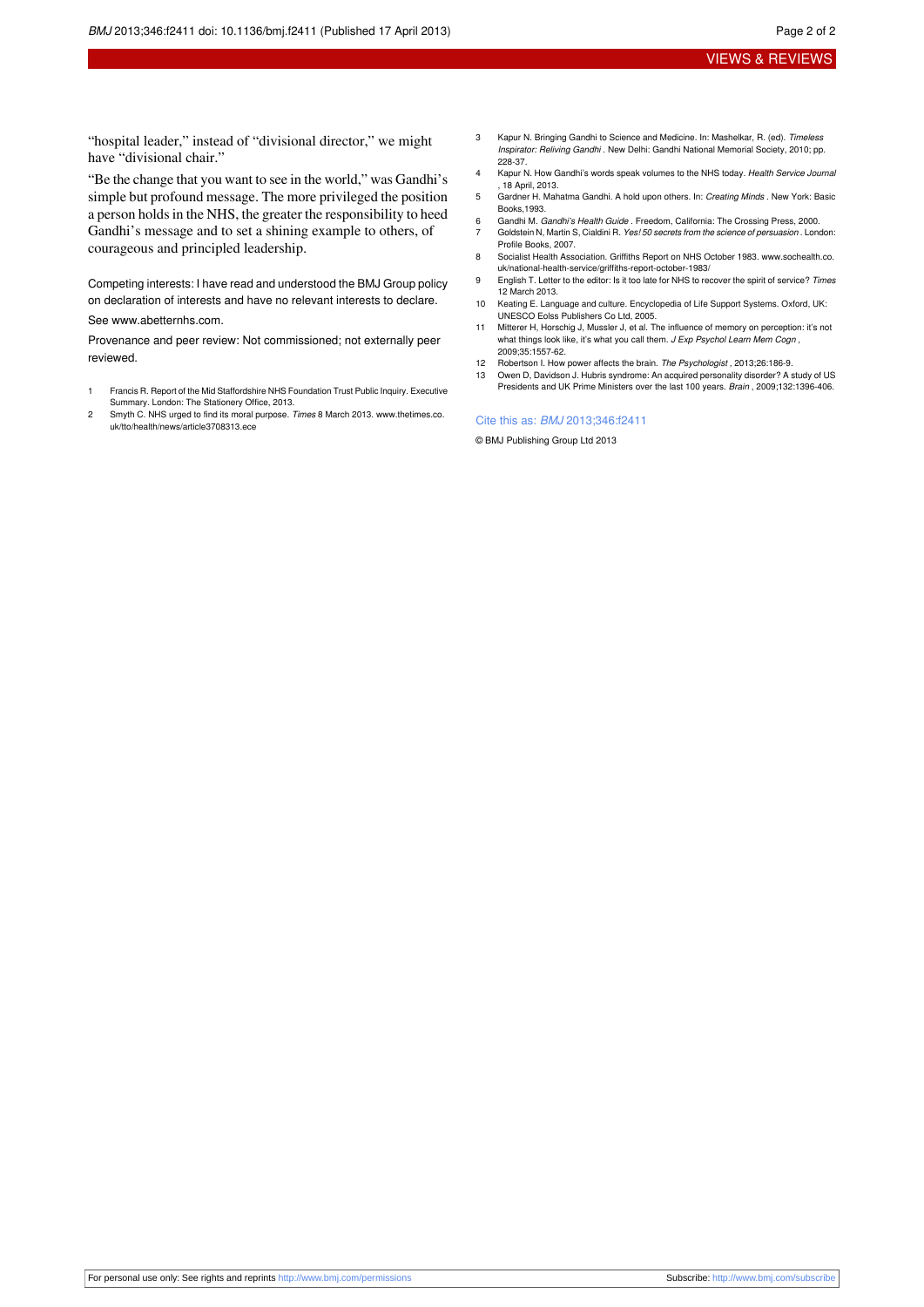"hospital leader," instead of "divisional director," we might have "divisional chair."

"Be the change that you want to see in the world," was Gandhi's simple but profound message. The more privileged the position a person holds in the NHS, the greater the responsibility to heed Gandhi's message and to set a shining example to others, of courageous and principled leadership.

Competing interests: I have read and understood the BMJ Group policy on declaration of interests and have no relevant interests to declare.

See www.abetternhs.com.

Provenance and peer review: Not commissioned; not externally peer reviewed.

1. Francis R. Report of the Mid Staffordshire NHS Foundation Trust Public Inquiry. Executive Summary. London: The Stationery Office, 2013.
2. Smyth C. NHS urged to find its moral purpose. *Times* 8 March 2013. www.thetimes.co.uk/tto/health/news/article3708313.ece
3. Kapur N. Bringing Gandhi to Science and Medicine. In: Mashelkar, R. (ed). *Timeless Inspirator: Reliving Gandhi* . New Delhi: Gandhi National Memorial Society, 2010; pp. 228-37.
4. Kapur N. How Gandhi's words speak volumes to the NHS today. *Health Service Journal* , 18 April, 2013.
5. Gardner H. Mahatma Gandhi. A hold upon others. In: *Creating Minds* . New York: Basic Books,1993.
6. Gandhi M. *Gandhi's Health Guide* . Freedom, California: The Crossing Press, 2000.
7. Goldstein N, Martin S, Cialdini R. *Yes! 50 secrets from the science of persuasion* . London: Profile Books, 2007.
8. Socialist Health Association. Griffiths Report on NHS October 1983. www.sochealth.co.uk/national-health-service/griffiths-report-october-1983/
9. English T. Letter to the editor: Is it too late for NHS to recover the spirit of service? *Times* 12 March 2013.
10. Keating E. Language and culture. Encyclopedia of Life Support Systems. Oxford, UK: UNESCO Eolss Publishers Co Ltd, 2005.
11. Mitterer H, Horschig J, Mussler J, et al. The influence of memory on perception: it's not what things look like, it's what you call them. *J Exp Psychol Learn Mem Cogn* , 2009;35:1557-62.
12. Robertson I. How power affects the brain. *The Psychologist* , 2013;26:186-9.
13. Owen D, Davidson J. Hubris syndrome: An acquired personality disorder? A study of US Presidents and UK Prime Ministers over the last 100 years. *Brain* , 2009;132:1396-406.

Cite this as: *BMJ* 2013;346:f2411

© BMJ Publishing Group Ltd 2013